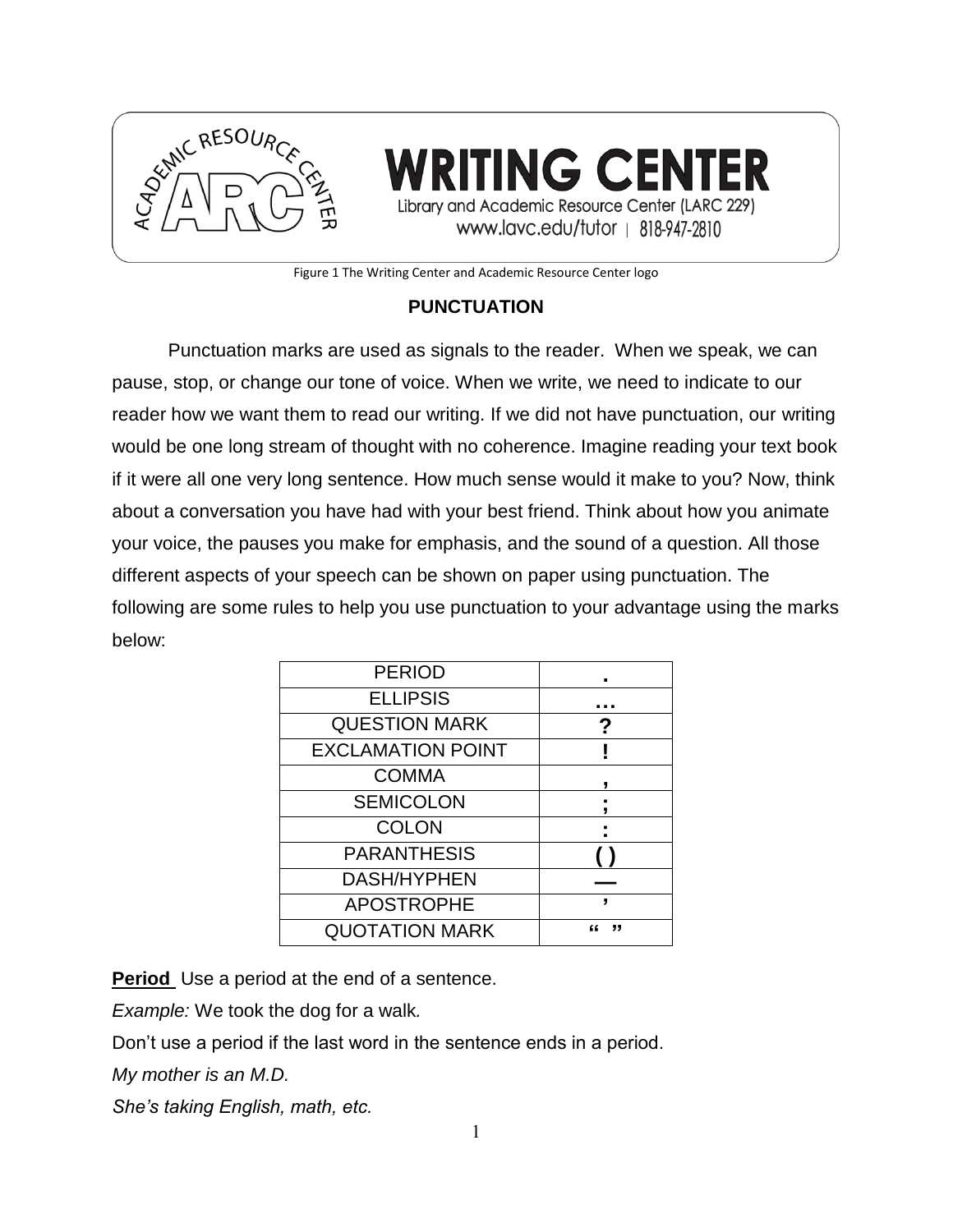**WRITING CENTER**

Library and Academic Resource Center (LARC 229)

www.lavc.edu/tutor | 818-947-2810

Figure 1 The Writing Center and Academic Resource Center logo

## PUNCTUATION

Punctuation marks are used as signals to the reader. When we speak, we can pause, stop, or change our tone of voice. When we write, we need to indicate to our reader how we want them to read our writing. If we did not have punctuation, our writing would be one long stream of thought with no coherence. Imagine reading your text book if it were all one very long sentence. How much sense would it make to you? Now, think about a conversation you have had with your best friend. Think about how you animate your voice, the pauses you make for emphasis, and the sound of a question. All those different aspects of your speech can be shown on paper using punctuation. The following are some rules to help you use punctuation to your advantage using the marks below:

| PERIOD | . |
|---|---|
| ELLIPSIS | … |
| QUESTION MARK | ? |
| EXCLAMATION POINT | ! |
| COMMA | , |
| SEMICOLON | ; |
| COLON | : |
| PARANTHESIS | ( ) |
| DASH/HYPHEN | — |
| APOSTROPHE | ’ |
| QUOTATION MARK | “ ” |

**Period** Use a period at the end of a sentence.

*Example:* We took the dog for a walk.

Don’t use a period if the last word in the sentence ends in a period.

*My mother is an M.D.*

*She’s taking English, math, etc.*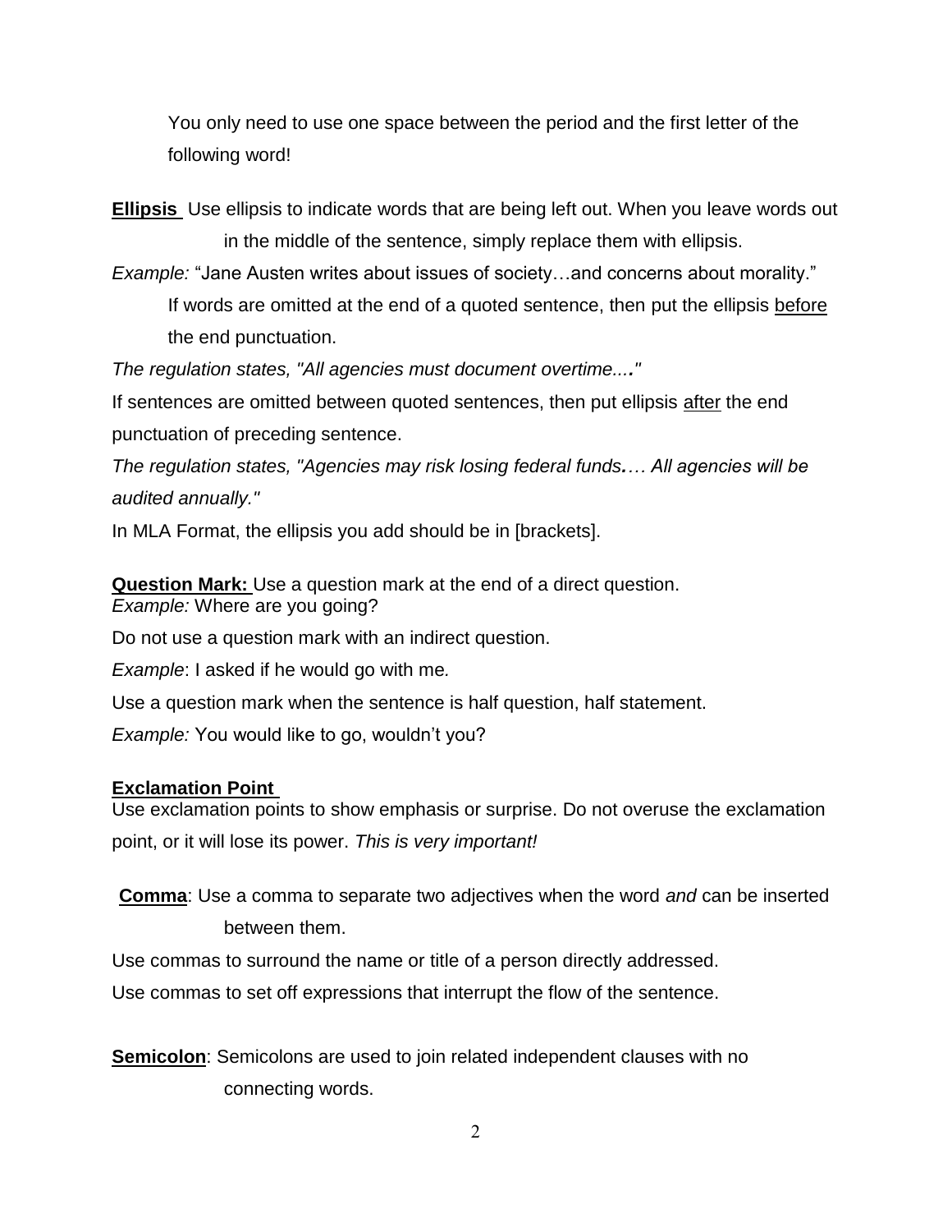You only need to use one space between the period and the first letter of the following word!

**Ellipsis** Use ellipsis to indicate words that are being left out. When you leave words out in the middle of the sentence, simply replace them with ellipsis.

*Example:* “Jane Austen writes about issues of society…and concerns about morality.”

If words are omitted at the end of a quoted sentence, then put the ellipsis before the end punctuation.

*The regulation states, "All agencies must document overtime...."*

If sentences are omitted between quoted sentences, then put ellipsis after the end punctuation of preceding sentence.

*The regulation states, "Agencies may risk losing federal funds.… All agencies will be audited annually."*

In MLA Format, the ellipsis you add should be in [brackets].

**Question Mark:** Use a question mark at the end of a direct question.

*Example:* Where are you going?

Do not use a question mark with an indirect question.

*Example*: I asked if he would go with me.

Use a question mark when the sentence is half question, half statement.

*Example:* You would like to go, wouldn’t you?

**Exclamation Point**

Use exclamation points to show emphasis or surprise. Do not overuse the exclamation point, or it will lose its power. *This is very important!*

**Comma**: Use a comma to separate two adjectives when the word *and* can be inserted between them.

Use commas to surround the name or title of a person directly addressed.

Use commas to set off expressions that interrupt the flow of the sentence.

**Semicolon**: Semicolons are used to join related independent clauses with no connecting words.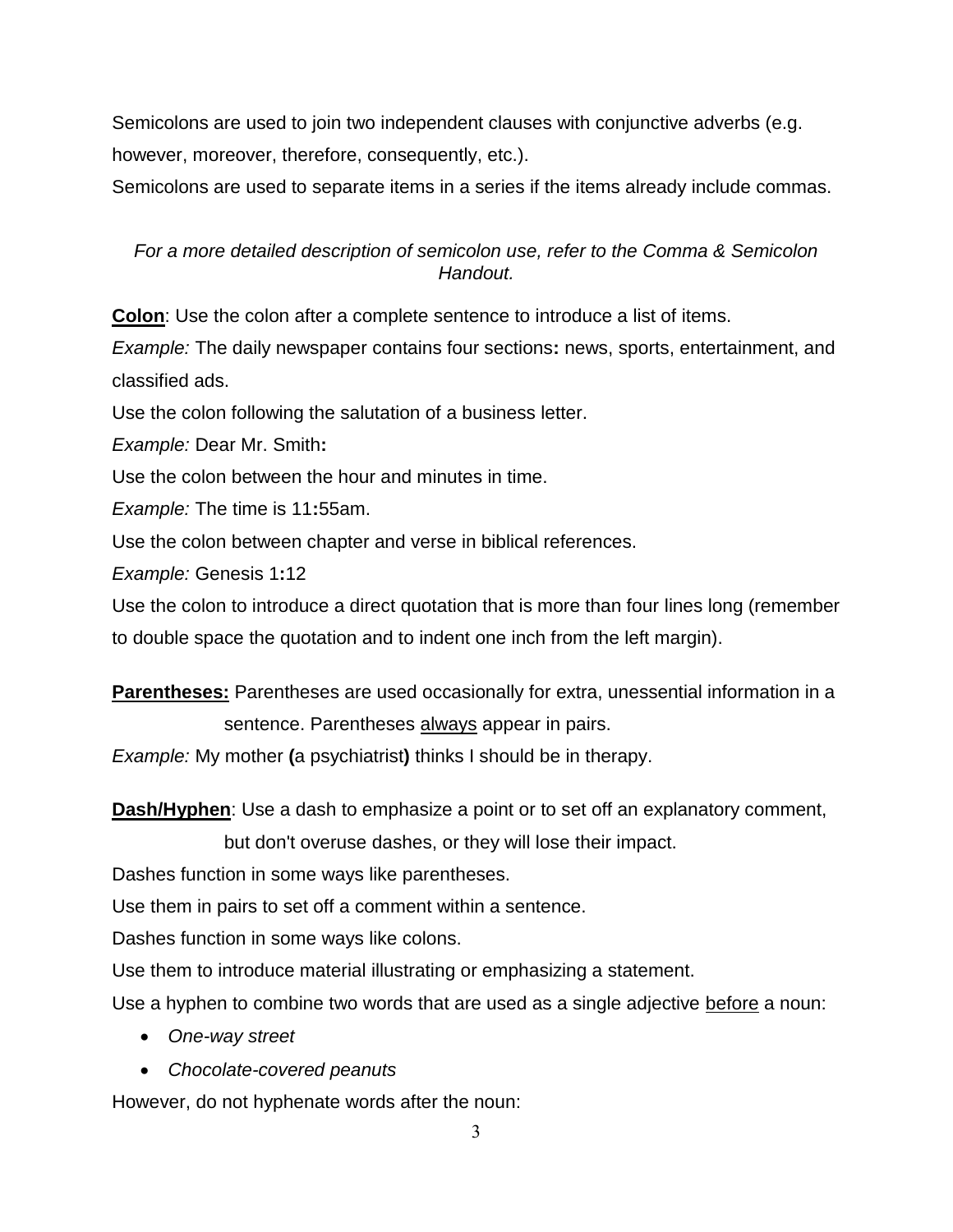Semicolons are used to join two independent clauses with conjunctive adverbs (e.g. however, moreover, therefore, consequently, etc.).

Semicolons are used to separate items in a series if the items already include commas.

*For a more detailed description of semicolon use, refer to the Comma & Semicolon Handout.*

**Colon**: Use the colon after a complete sentence to introduce a list of items.

*Example:* The daily newspaper contains four sections**:** news, sports, entertainment, and classified ads.

Use the colon following the salutation of a business letter.

*Example:* Dear Mr. Smith**:**

Use the colon between the hour and minutes in time.

*Example:* The time is 11**:**55am.

Use the colon between chapter and verse in biblical references.

*Example:* Genesis 1**:**12

Use the colon to introduce a direct quotation that is more than four lines long (remember to double space the quotation and to indent one inch from the left margin).

**Parentheses:** Parentheses are used occasionally for extra, unessential information in a sentence. Parentheses always appear in pairs.

*Example:* My mother **(**a psychiatrist**)** thinks I should be in therapy.

**Dash/Hyphen**: Use a dash to emphasize a point or to set off an explanatory comment, but don't overuse dashes, or they will lose their impact.

Dashes function in some ways like parentheses.

Use them in pairs to set off a comment within a sentence.

Dashes function in some ways like colons.

Use them to introduce material illustrating or emphasizing a statement.

Use a hyphen to combine two words that are used as a single adjective before a noun:

- *One-way street*
- *Chocolate-covered peanuts*

However, do not hyphenate words after the noun: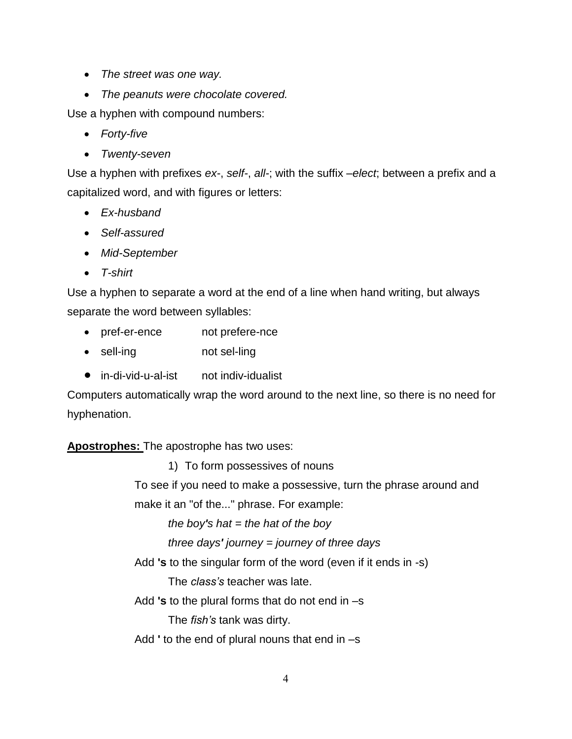- *The street was one way.*
- *The peanuts were chocolate covered.*

Use a hyphen with compound numbers:

- *Forty-five*
- *Twenty-seven*

Use a hyphen with prefixes *ex*-, *self*-, *all*-; with the suffix *–elect*; between a prefix and a capitalized word, and with figures or letters:

- *Ex-husband*
- *Self-assured*
- *Mid-September*
- *T-shirt*

Use a hyphen to separate a word at the end of a line when hand writing, but always separate the word between syllables:

- pref-er-ence    not prefere-nce
- sell-ing    not sel-ling
- in-di-vid-u-al-ist    not indiv-idualist

Computers automatically wrap the word around to the next line, so there is no need for hyphenation.

**Apostrophes:** The apostrophe has two uses:

1) To form possessives of nouns

To see if you need to make a possessive, turn the phrase around and make it an "of the..." phrase. For example:

*the boy**'**s hat = the hat of the boy*

*three days**'** journey = journey of three days*

Add **'s** to the singular form of the word (even if it ends in -s)

The *class's* teacher was late.

Add **'s** to the plural forms that do not end in –s

The *fish's* tank was dirty.

Add **'** to the end of plural nouns that end in –s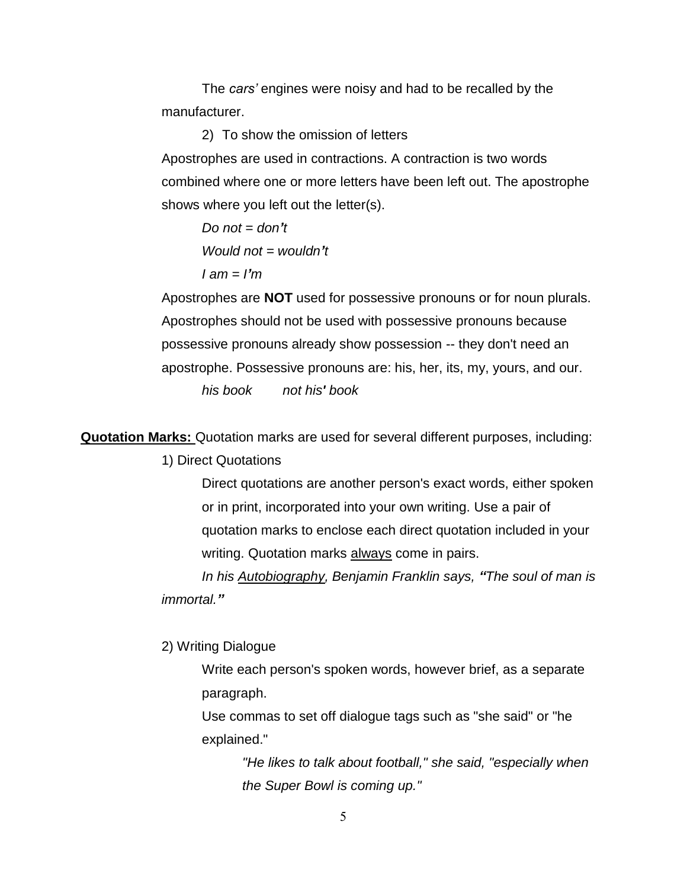The *cars'* engines were noisy and had to be recalled by the manufacturer.

2) To show the omission of letters

Apostrophes are used in contractions. A contraction is two words combined where one or more letters have been left out. The apostrophe shows where you left out the letter(s).

*Do not = don**'**t*

*Would not = wouldn**'**t*

*I am = I**'**m*

Apostrophes are **NOT** used for possessive pronouns or for noun plurals. Apostrophes should not be used with possessive pronouns because possessive pronouns already show possession -- they don't need an apostrophe. Possessive pronouns are: his, her, its, my, yours, and our.

*his book* &nbsp;&nbsp;&nbsp;&nbsp; *not his**'** book*

**<u>Quotation Marks:</u>** Quotation marks are used for several different purposes, including:

1) Direct Quotations

Direct quotations are another person's exact words, either spoken or in print, incorporated into your own writing. Use a pair of quotation marks to enclose each direct quotation included in your writing. Quotation marks <u>always</u> come in pairs.

*In his <u>Autobiography</u>, Benjamin Franklin says, **"**The soul of man is immortal.**"***

2) Writing Dialogue

Write each person's spoken words, however brief, as a separate paragraph.

Use commas to set off dialogue tags such as "she said" or "he explained."

*"He likes to talk about football," she said, "especially when the Super Bowl is coming up."*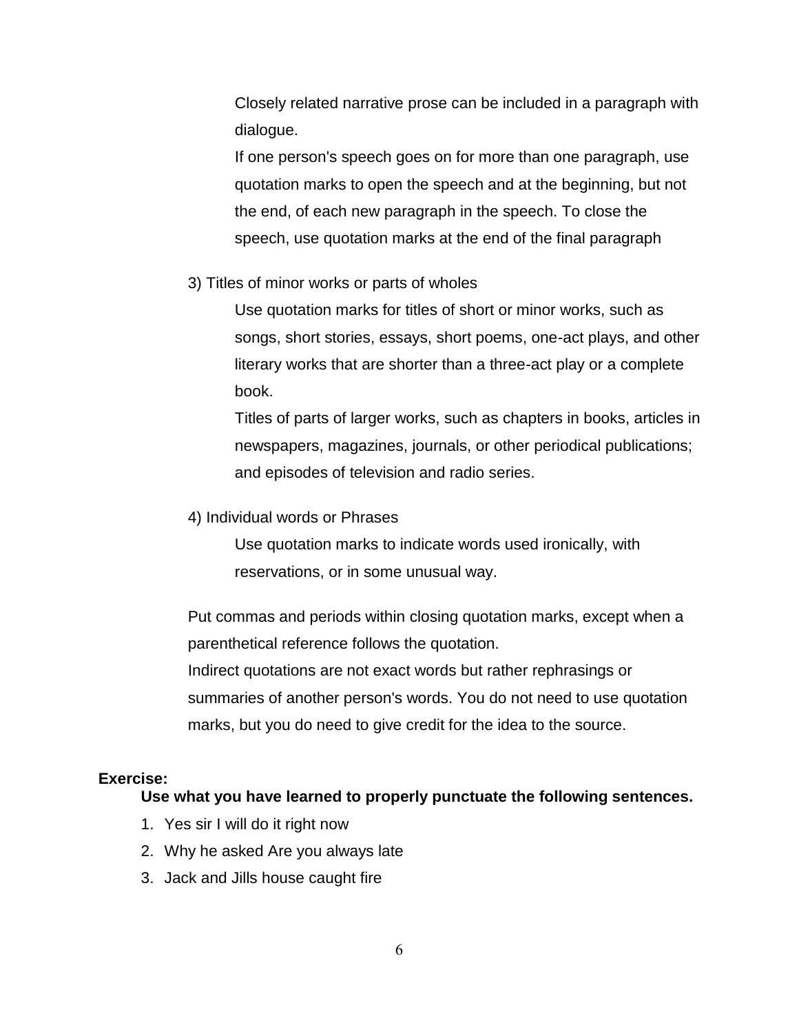Closely related narrative prose can be included in a paragraph with dialogue.

If one person's speech goes on for more than one paragraph, use quotation marks to open the speech and at the beginning, but not the end, of each new paragraph in the speech. To close the speech, use quotation marks at the end of the final paragraph

3) Titles of minor works or parts of wholes

Use quotation marks for titles of short or minor works, such as songs, short stories, essays, short poems, one-act plays, and other literary works that are shorter than a three-act play or a complete book.

Titles of parts of larger works, such as chapters in books, articles in newspapers, magazines, journals, or other periodical publications; and episodes of television and radio series.

4) Individual words or Phrases

Use quotation marks to indicate words used ironically, with reservations, or in some unusual way.

Put commas and periods within closing quotation marks, except when a parenthetical reference follows the quotation.

Indirect quotations are not exact words but rather rephrasings or summaries of another person's words. You do not need to use quotation marks, but you do need to give credit for the idea to the source.

**Exercise:**

**Use what you have learned to properly punctuate the following sentences.**

1. Yes sir I will do it right now
2. Why he asked Are you always late
3. Jack and Jills house caught fire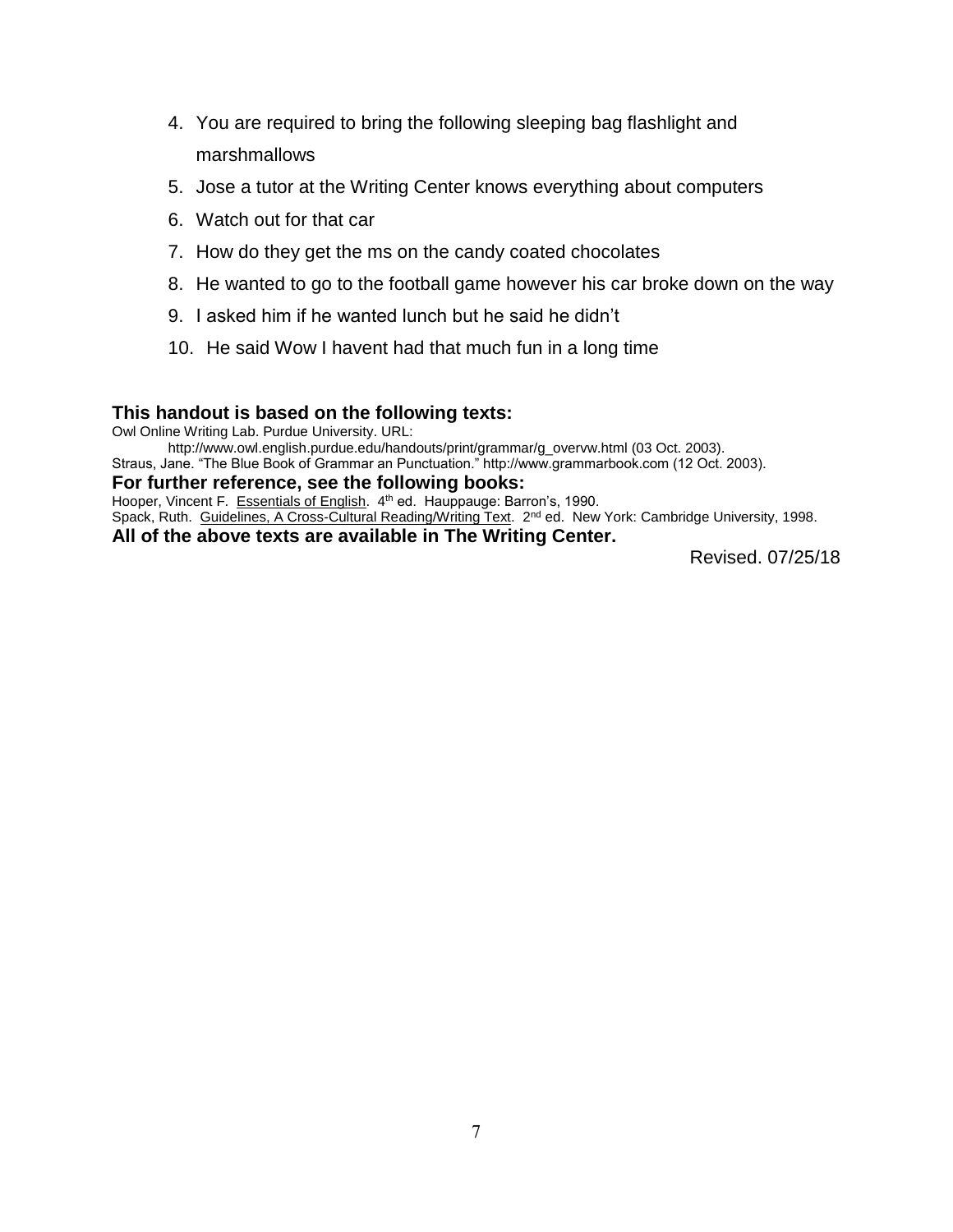4. You are required to bring the following sleeping bag flashlight and marshmallows
5. Jose a tutor at the Writing Center knows everything about computers
6. Watch out for that car
7. How do they get the ms on the candy coated chocolates
8. He wanted to go to the football game however his car broke down on the way
9. I asked him if he wanted lunch but he said he didn't
10. He said Wow I havent had that much fun in a long time

**This handout is based on the following texts:**

Owl Online Writing Lab. Purdue University. URL:
http://www.owl.english.purdue.edu/handouts/print/grammar/g_overvw.html (03 Oct. 2003).

Straus, Jane. "The Blue Book of Grammar an Punctuation." http://www.grammarbook.com (12 Oct. 2003).

**For further reference, see the following books:**

Hooper, Vincent F. Essentials of English. 4th ed. Hauppauge: Barron's, 1990.

Spack, Ruth. Guidelines, A Cross-Cultural Reading/Writing Text. 2nd ed. New York: Cambridge University, 1998.

**All of the above texts are available in The Writing Center.**

Revised. 07/25/18